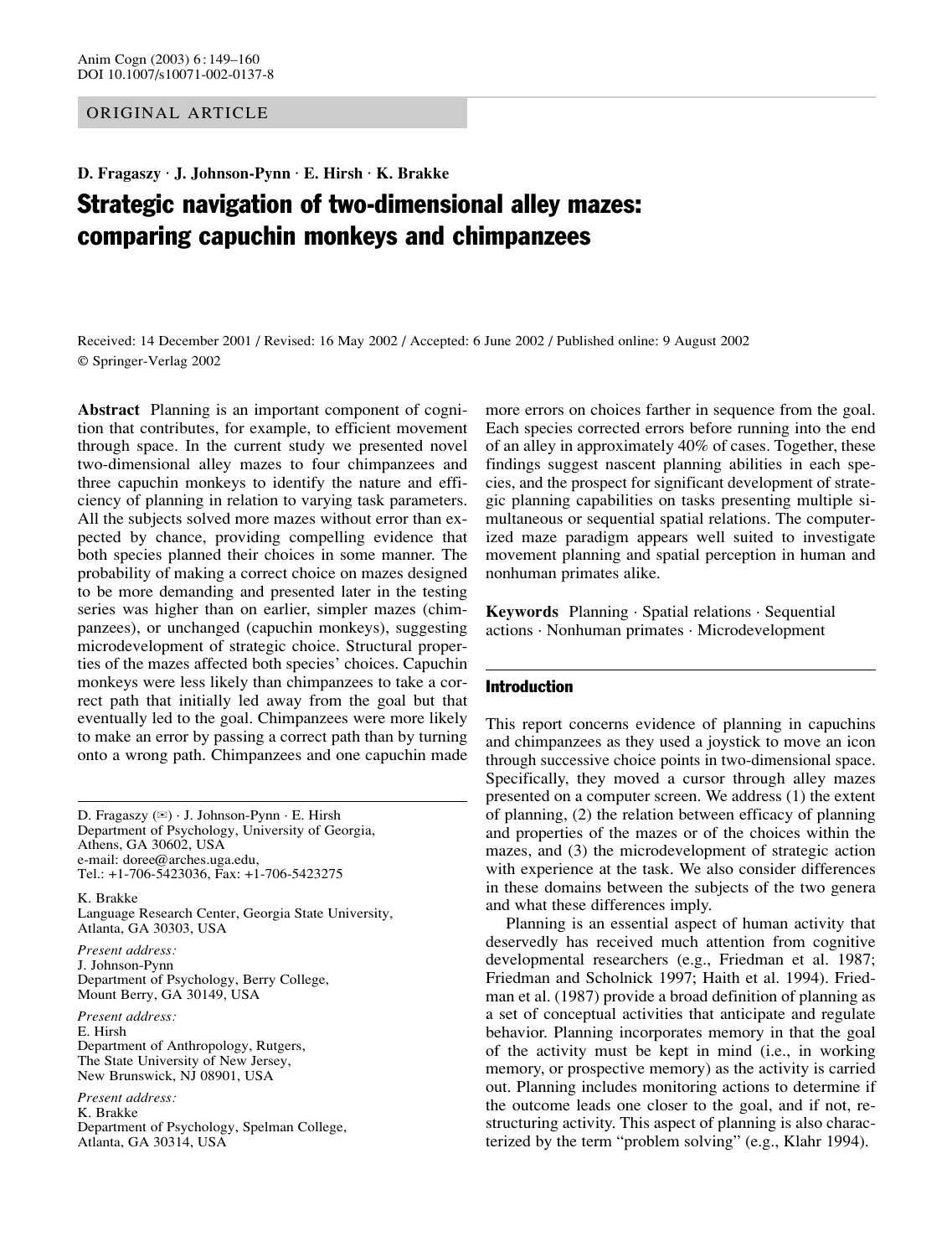ORIGINAL ARTICLE

**D. Fragaszy · J. Johnson-Pynn · E. Hirsh · K. Brakke**

# Strategic navigation of two-dimensional alley mazes: comparing capuchin monkeys and chimpanzees

Received: 14 December 2001 / Revised: 16 May 2002 / Accepted: 6 June 2002 / Published online: 9 August 2002
© Springer-Verlag 2002

**Abstract** Planning is an important component of cognition that contributes, for example, to efficient movement through space. In the current study we presented novel two-dimensional alley mazes to four chimpanzees and three capuchin monkeys to identify the nature and efficiency of planning in relation to varying task parameters. All the subjects solved more mazes without error than expected by chance, providing compelling evidence that both species planned their choices in some manner. The probability of making a correct choice on mazes designed to be more demanding and presented later in the testing series was higher than on earlier, simpler mazes (chimpanzees), or unchanged (capuchin monkeys), suggesting microdevelopment of strategic choice. Structural properties of the mazes affected both species' choices. Capuchin monkeys were less likely than chimpanzees to take a correct path that initially led away from the goal but that eventually led to the goal. Chimpanzees were more likely to make an error by passing a correct path than by turning onto a wrong path. Chimpanzees and one capuchin made more errors on choices farther in sequence from the goal. Each species corrected errors before running into the end of an alley in approximately 40% of cases. Together, these findings suggest nascent planning abilities in each species, and the prospect for significant development of strategic planning capabilities on tasks presenting multiple simultaneous or sequential spatial relations. The computerized maze paradigm appears well suited to investigate movement planning and spatial perception in human and nonhuman primates alike.

**Keywords** Planning · Spatial relations · Sequential actions · Nonhuman primates · Microdevelopment

D. Fragaszy (✉) · J. Johnson-Pynn · E. Hirsh
Department of Psychology, University of Georgia,
Athens, GA 30602, USA
e-mail: doree@arches.uga.edu,
Tel.: +1-706-5423036, Fax: +1-706-5423275

K. Brakke
Language Research Center, Georgia State University,
Atlanta, GA 30303, USA

*Present address:*
J. Johnson-Pynn
Department of Psychology, Berry College,
Mount Berry, GA 30149, USA

*Present address:*
E. Hirsh
Department of Anthropology, Rutgers,
The State University of New Jersey,
New Brunswick, NJ 08901, USA

*Present address:*
K. Brakke
Department of Psychology, Spelman College,
Atlanta, GA 30314, USA

## Introduction

This report concerns evidence of planning in capuchins and chimpanzees as they used a joystick to move an icon through successive choice points in two-dimensional space. Specifically, they moved a cursor through alley mazes presented on a computer screen. We address (1) the extent of planning, (2) the relation between efficacy of planning and properties of the mazes or of the choices within the mazes, and (3) the microdevelopment of strategic action with experience at the task. We also consider differences in these domains between the subjects of the two genera and what these differences imply.

Planning is an essential aspect of human activity that deservedly has received much attention from cognitive developmental researchers (e.g., Friedman et al. 1987; Friedman and Scholnick 1997; Haith et al. 1994). Friedman et al. (1987) provide a broad definition of planning as a set of conceptual activities that anticipate and regulate behavior. Planning incorporates memory in that the goal of the activity must be kept in mind (i.e., in working memory, or prospective memory) as the activity is carried out. Planning includes monitoring actions to determine if the outcome leads one closer to the goal, and if not, restructuring activity. This aspect of planning is also characterized by the term "problem solving" (e.g., Klahr 1994).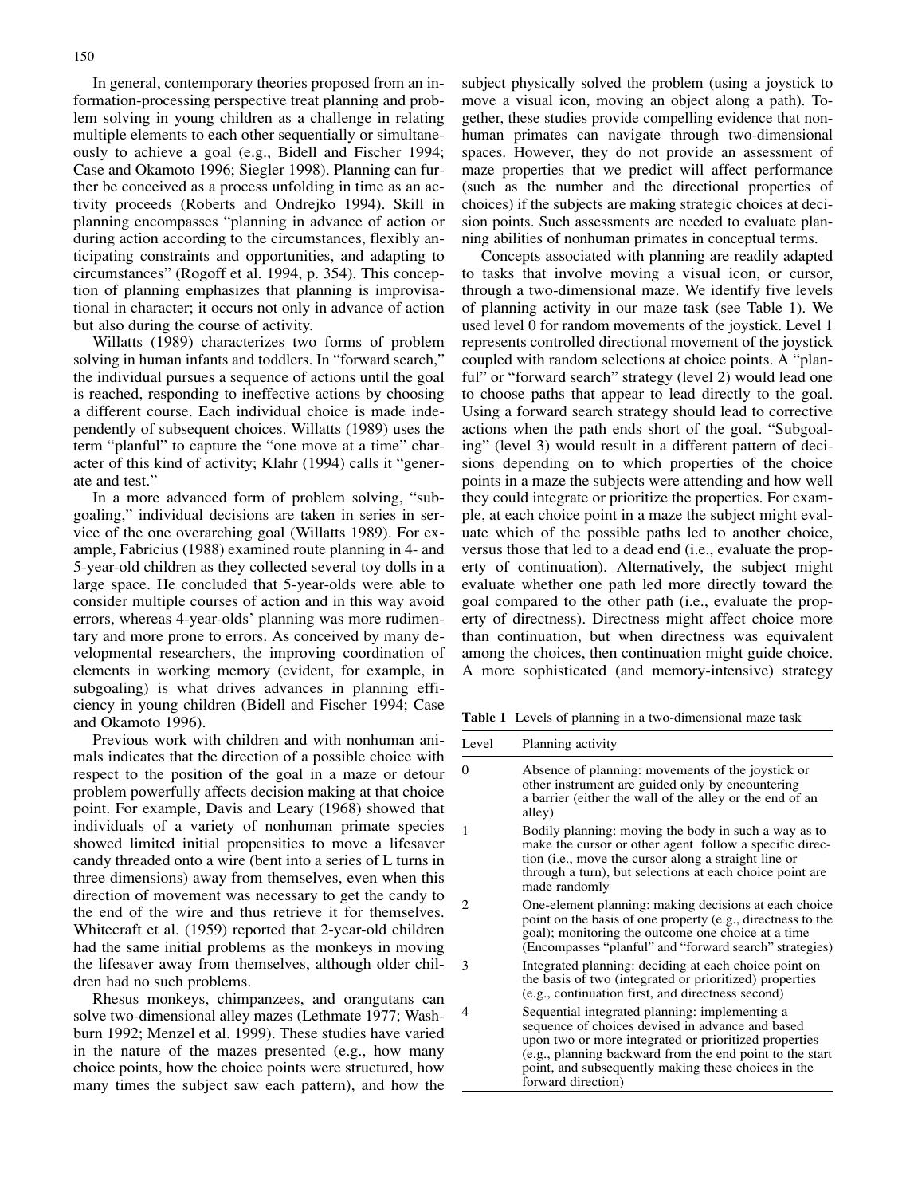In general, contemporary theories proposed from an information-processing perspective treat planning and problem solving in young children as a challenge in relating multiple elements to each other sequentially or simultaneously to achieve a goal (e.g., Bidell and Fischer 1994; Case and Okamoto 1996; Siegler 1998). Planning can further be conceived as a process unfolding in time as an activity proceeds (Roberts and Ondrejko 1994). Skill in planning encompasses "planning in advance of action or during action according to the circumstances, flexibly anticipating constraints and opportunities, and adapting to circumstances" (Rogoff et al. 1994, p. 354). This conception of planning emphasizes that planning is improvisational in character; it occurs not only in advance of action but also during the course of activity.

Willatts (1989) characterizes two forms of problem solving in human infants and toddlers. In "forward search," the individual pursues a sequence of actions until the goal is reached, responding to ineffective actions by choosing a different course. Each individual choice is made independently of subsequent choices. Willatts (1989) uses the term "planful" to capture the "one move at a time" character of this kind of activity; Klahr (1994) calls it "generate and test."

In a more advanced form of problem solving, "subgoaling," individual decisions are taken in series in service of the one overarching goal (Willatts 1989). For example, Fabricius (1988) examined route planning in 4- and 5-year-old children as they collected several toy dolls in a large space. He concluded that 5-year-olds were able to consider multiple courses of action and in this way avoid errors, whereas 4-year-olds' planning was more rudimentary and more prone to errors. As conceived by many developmental researchers, the improving coordination of elements in working memory (evident, for example, in subgoaling) is what drives advances in planning efficiency in young children (Bidell and Fischer 1994; Case and Okamoto 1996).

Previous work with children and with nonhuman animals indicates that the direction of a possible choice with respect to the position of the goal in a maze or detour problem powerfully affects decision making at that choice point. For example, Davis and Leary (1968) showed that individuals of a variety of nonhuman primate species showed limited initial propensities to move a lifesaver candy threaded onto a wire (bent into a series of L turns in three dimensions) away from themselves, even when this direction of movement was necessary to get the candy to the end of the wire and thus retrieve it for themselves. Whitecraft et al. (1959) reported that 2-year-old children had the same initial problems as the monkeys in moving the lifesaver away from themselves, although older children had no such problems.

Rhesus monkeys, chimpanzees, and orangutans can solve two-dimensional alley mazes (Lethmate 1977; Washburn 1992; Menzel et al. 1999). These studies have varied in the nature of the mazes presented (e.g., how many choice points, how the choice points were structured, how many times the subject saw each pattern), and how the subject physically solved the problem (using a joystick to move a visual icon, moving an object along a path). Together, these studies provide compelling evidence that nonhuman primates can navigate through two-dimensional spaces. However, they do not provide an assessment of maze properties that we predict will affect performance (such as the number and the directional properties of choices) if the subjects are making strategic choices at decision points. Such assessments are needed to evaluate planning abilities of nonhuman primates in conceptual terms.

Concepts associated with planning are readily adapted to tasks that involve moving a visual icon, or cursor, through a two-dimensional maze. We identify five levels of planning activity in our maze task (see Table 1). We used level 0 for random movements of the joystick. Level 1 represents controlled directional movement of the joystick coupled with random selections at choice points. A "planful" or "forward search" strategy (level 2) would lead one to choose paths that appear to lead directly to the goal. Using a forward search strategy should lead to corrective actions when the path ends short of the goal. "Subgoaling" (level 3) would result in a different pattern of decisions depending on to which properties of the choice points in a maze the subjects were attending and how well they could integrate or prioritize the properties. For example, at each choice point in a maze the subject might evaluate which of the possible paths led to another choice, versus those that led to a dead end (i.e., evaluate the property of continuation). Alternatively, the subject might evaluate whether one path led more directly toward the goal compared to the other path (i.e., evaluate the property of directness). Directness might affect choice more than continuation, but when directness was equivalent among the choices, then continuation might guide choice. A more sophisticated (and memory-intensive) strategy

**Table 1** Levels of planning in a two-dimensional maze task

| Level | Planning activity |
|---|---|
| 0 | Absence of planning: movements of the joystick or other instrument are guided only by encountering a barrier (either the wall of the alley or the end of an alley) |
| 1 | Bodily planning: moving the body in such a way as to make the cursor or other agent follow a specific direction (i.e., move the cursor along a straight line or through a turn), but selections at each choice point are made randomly |
| 2 | One-element planning: making decisions at each choice point on the basis of one property (e.g., directness to the goal); monitoring the outcome one choice at a time (Encompasses "planful" and "forward search" strategies) |
| 3 | Integrated planning: deciding at each choice point on the basis of two (integrated or prioritized) properties (e.g., continuation first, and directness second) |
| 4 | Sequential integrated planning: implementing a sequence of choices devised in advance and based upon two or more integrated or prioritized properties (e.g., planning backward from the end point to the start point, and subsequently making these choices in the forward direction) |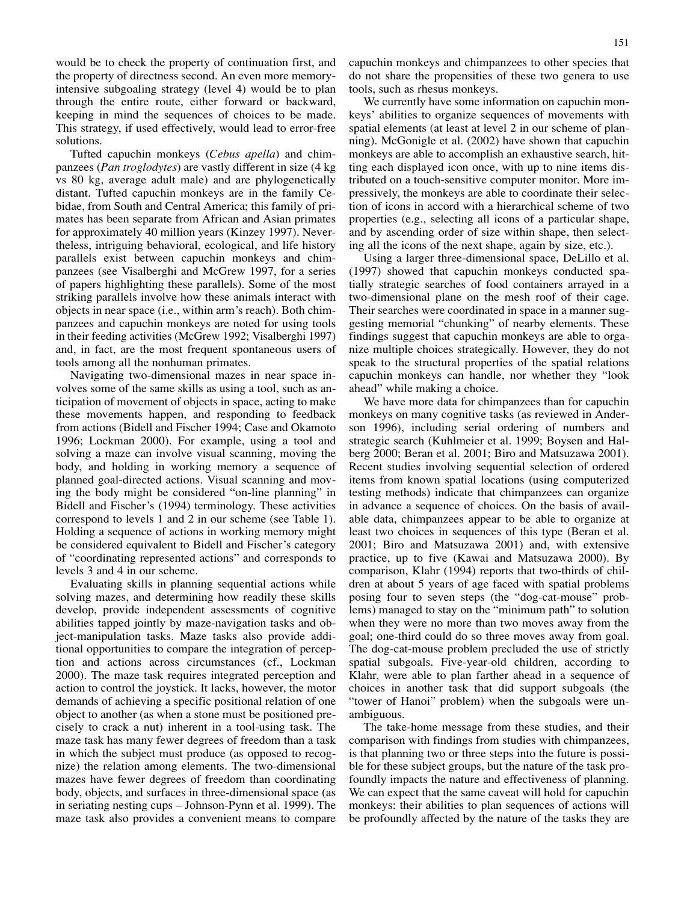would be to check the property of continuation first, and the property of directness second. An even more memory-intensive subgoaling strategy (level 4) would be to plan through the entire route, either forward or backward, keeping in mind the sequences of choices to be made. This strategy, if used effectively, would lead to error-free solutions.

Tufted capuchin monkeys (*Cebus apella*) and chimpanzees (*Pan troglodytes*) are vastly different in size (4 kg vs 80 kg, average adult male) and are phylogenetically distant. Tufted capuchin monkeys are in the family Cebidae, from South and Central America; this family of primates has been separate from African and Asian primates for approximately 40 million years (Kinzey 1997). Nevertheless, intriguing behavioral, ecological, and life history parallels exist between capuchin monkeys and chimpanzees (see Visalberghi and McGrew 1997, for a series of papers highlighting these parallels). Some of the most striking parallels involve how these animals interact with objects in near space (i.e., within arm's reach). Both chimpanzees and capuchin monkeys are noted for using tools in their feeding activities (McGrew 1992; Visalberghi 1997) and, in fact, are the most frequent spontaneous users of tools among all the nonhuman primates.

Navigating two-dimensional mazes in near space involves some of the same skills as using a tool, such as anticipation of movement of objects in space, acting to make these movements happen, and responding to feedback from actions (Bidell and Fischer 1994; Case and Okamoto 1996; Lockman 2000). For example, using a tool and solving a maze can involve visual scanning, moving the body, and holding in working memory a sequence of planned goal-directed actions. Visual scanning and moving the body might be considered "on-line planning" in Bidell and Fischer's (1994) terminology. These activities correspond to levels 1 and 2 in our scheme (see Table 1). Holding a sequence of actions in working memory might be considered equivalent to Bidell and Fischer's category of "coordinating represented actions" and corresponds to levels 3 and 4 in our scheme.

Evaluating skills in planning sequential actions while solving mazes, and determining how readily these skills develop, provide independent assessments of cognitive abilities tapped jointly by maze-navigation tasks and object-manipulation tasks. Maze tasks also provide additional opportunities to compare the integration of perception and actions across circumstances (cf., Lockman 2000). The maze task requires integrated perception and action to control the joystick. It lacks, however, the motor demands of achieving a specific positional relation of one object to another (as when a stone must be positioned precisely to crack a nut) inherent in a tool-using task. The maze task has many fewer degrees of freedom than a task in which the subject must produce (as opposed to recognize) the relation among elements. The two-dimensional mazes have fewer degrees of freedom than coordinating body, objects, and surfaces in three-dimensional space (as in seriating nesting cups – Johnson-Pynn et al. 1999). The maze task also provides a convenient means to compare capuchin monkeys and chimpanzees to other species that do not share the propensities of these two genera to use tools, such as rhesus monkeys.

We currently have some information on capuchin monkeys' abilities to organize sequences of movements with spatial elements (at least at level 2 in our scheme of planning). McGonigle et al. (2002) have shown that capuchin monkeys are able to accomplish an exhaustive search, hitting each displayed icon once, with up to nine items distributed on a touch-sensitive computer monitor. More impressively, the monkeys are able to coordinate their selection of icons in accord with a hierarchical scheme of two properties (e.g., selecting all icons of a particular shape, and by ascending order of size within shape, then selecting all the icons of the next shape, again by size, etc.).

Using a larger three-dimensional space, DeLillo et al. (1997) showed that capuchin monkeys conducted spatially strategic searches of food containers arrayed in a two-dimensional plane on the mesh roof of their cage. Their searches were coordinated in space in a manner suggesting memorial "chunking" of nearby elements. These findings suggest that capuchin monkeys are able to organize multiple choices strategically. However, they do not speak to the structural properties of the spatial relations capuchin monkeys can handle, nor whether they "look ahead" while making a choice.

We have more data for chimpanzees than for capuchin monkeys on many cognitive tasks (as reviewed in Anderson 1996), including serial ordering of numbers and strategic search (Kuhlmeier et al. 1999; Boysen and Halberg 2000; Beran et al. 2001; Biro and Matsuzawa 2001). Recent studies involving sequential selection of ordered items from known spatial locations (using computerized testing methods) indicate that chimpanzees can organize in advance a sequence of choices. On the basis of available data, chimpanzees appear to be able to organize at least two choices in sequences of this type (Beran et al. 2001; Biro and Matsuzawa 2001) and, with extensive practice, up to five (Kawai and Matsuzawa 2000). By comparison, Klahr (1994) reports that two-thirds of children at about 5 years of age faced with spatial problems posing four to seven steps (the "dog-cat-mouse" problems) managed to stay on the "minimum path" to solution when they were no more than two moves away from the goal; one-third could do so three moves away from goal. The dog-cat-mouse problem precluded the use of strictly spatial subgoals. Five-year-old children, according to Klahr, were able to plan farther ahead in a sequence of choices in another task that did support subgoals (the "tower of Hanoi" problem) when the subgoals were unambiguous.

The take-home message from these studies, and their comparison with findings from studies with chimpanzees, is that planning two or three steps into the future is possible for these subject groups, but the nature of the task profoundly impacts the nature and effectiveness of planning. We can expect that the same caveat will hold for capuchin monkeys: their abilities to plan sequences of actions will be profoundly affected by the nature of the tasks they are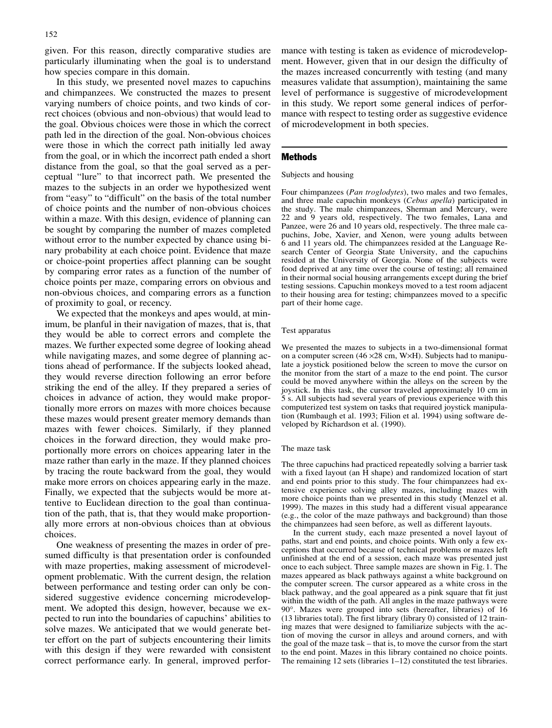given. For this reason, directly comparative studies are particularly illuminating when the goal is to understand how species compare in this domain.

In this study, we presented novel mazes to capuchins and chimpanzees. We constructed the mazes to present varying numbers of choice points, and two kinds of correct choices (obvious and non-obvious) that would lead to the goal. Obvious choices were those in which the correct path led in the direction of the goal. Non-obvious choices were those in which the correct path initially led away from the goal, or in which the incorrect path ended a short distance from the goal, so that the goal served as a perceptual "lure" to that incorrect path. We presented the mazes to the subjects in an order we hypothesized went from "easy" to "difficult" on the basis of the total number of choice points and the number of non-obvious choices within a maze. With this design, evidence of planning can be sought by comparing the number of mazes completed without error to the number expected by chance using binary probability at each choice point. Evidence that maze or choice-point properties affect planning can be sought by comparing error rates as a function of the number of choice points per maze, comparing errors on obvious and non-obvious choices, and comparing errors as a function of proximity to goal, or recency.

We expected that the monkeys and apes would, at minimum, be planful in their navigation of mazes, that is, that they would be able to correct errors and complete the mazes. We further expected some degree of looking ahead while navigating mazes, and some degree of planning actions ahead of performance. If the subjects looked ahead, they would reverse direction following an error before striking the end of the alley. If they prepared a series of choices in advance of action, they would make proportionally more errors on mazes with more choices because these mazes would present greater memory demands than mazes with fewer choices. Similarly, if they planned choices in the forward direction, they would make proportionally more errors on choices appearing later in the maze rather than early in the maze. If they planned choices by tracing the route backward from the goal, they would make more errors on choices appearing early in the maze. Finally, we expected that the subjects would be more attentive to Euclidean direction to the goal than continuation of the path, that is, that they would make proportionally more errors at non-obvious choices than at obvious choices.

One weakness of presenting the mazes in order of presumed difficulty is that presentation order is confounded with maze properties, making assessment of microdevelopment problematic. With the current design, the relation between performance and testing order can only be considered suggestive evidence concerning microdevelopment. We adopted this design, however, because we expected to run into the boundaries of capuchins' abilities to solve mazes. We anticipated that we would generate better effort on the part of subjects encountering their limits with this design if they were rewarded with consistent correct performance early. In general, improved performance with testing is taken as evidence of microdevelopment. However, given that in our design the difficulty of the mazes increased concurrently with testing (and many measures validate that assumption), maintaining the same level of performance is suggestive of microdevelopment in this study. We report some general indices of performance with respect to testing order as suggestive evidence of microdevelopment in both species.

## Methods

### Subjects and housing

Four chimpanzees (*Pan troglodytes*), two males and two females, and three male capuchin monkeys (*Cebus apella*) participated in the study. The male chimpanzees, Sherman and Mercury, were 22 and 9 years old, respectively. The two females, Lana and Panzee, were 26 and 10 years old, respectively. The three male capuchins, Jobe, Xavier, and Xenon, were young adults between 6 and 11 years old. The chimpanzees resided at the Language Research Center of Georgia State University, and the capuchins resided at the University of Georgia. None of the subjects were food deprived at any time over the course of testing; all remained in their normal social housing arrangements except during the brief testing sessions. Capuchin monkeys moved to a test room adjacent to their housing area for testing; chimpanzees moved to a specific part of their home cage.

### Test apparatus

We presented the mazes to subjects in a two-dimensional format on a computer screen (46×28 cm, W×H). Subjects had to manipulate a joystick positioned below the screen to move the cursor on the monitor from the start of a maze to the end point. The cursor could be moved anywhere within the alleys on the screen by the joystick. In this task, the cursor traveled approximately 10 cm in 5 s. All subjects had several years of previous experience with this computerized test system on tasks that required joystick manipulation (Rumbaugh et al. 1993; Filion et al. 1994) using software developed by Richardson et al. (1990).

### The maze task

The three capuchins had practiced repeatedly solving a barrier task with a fixed layout (an H shape) and randomized location of start and end points prior to this study. The four chimpanzees had extensive experience solving alley mazes, including mazes with more choice points than we presented in this study (Menzel et al. 1999). The mazes in this study had a different visual appearance (e.g., the color of the maze pathways and background) than those the chimpanzees had seen before, as well as different layouts.

In the current study, each maze presented a novel layout of paths, start and end points, and choice points. With only a few exceptions that occurred because of technical problems or mazes left unfinished at the end of a session, each maze was presented just once to each subject. Three sample mazes are shown in Fig. 1. The mazes appeared as black pathways against a white background on the computer screen. The cursor appeared as a white cross in the black pathway, and the goal appeared as a pink square that fit just within the width of the path. All angles in the maze pathways were 90°. Mazes were grouped into sets (hereafter, libraries) of 16 (13 libraries total). The first library (library 0) consisted of 12 training mazes that were designed to familiarize subjects with the action of moving the cursor in alleys and around corners, and with the goal of the maze task – that is, to move the cursor from the start to the end point. Mazes in this library contained no choice points. The remaining 12 sets (libraries 1–12) constituted the test libraries.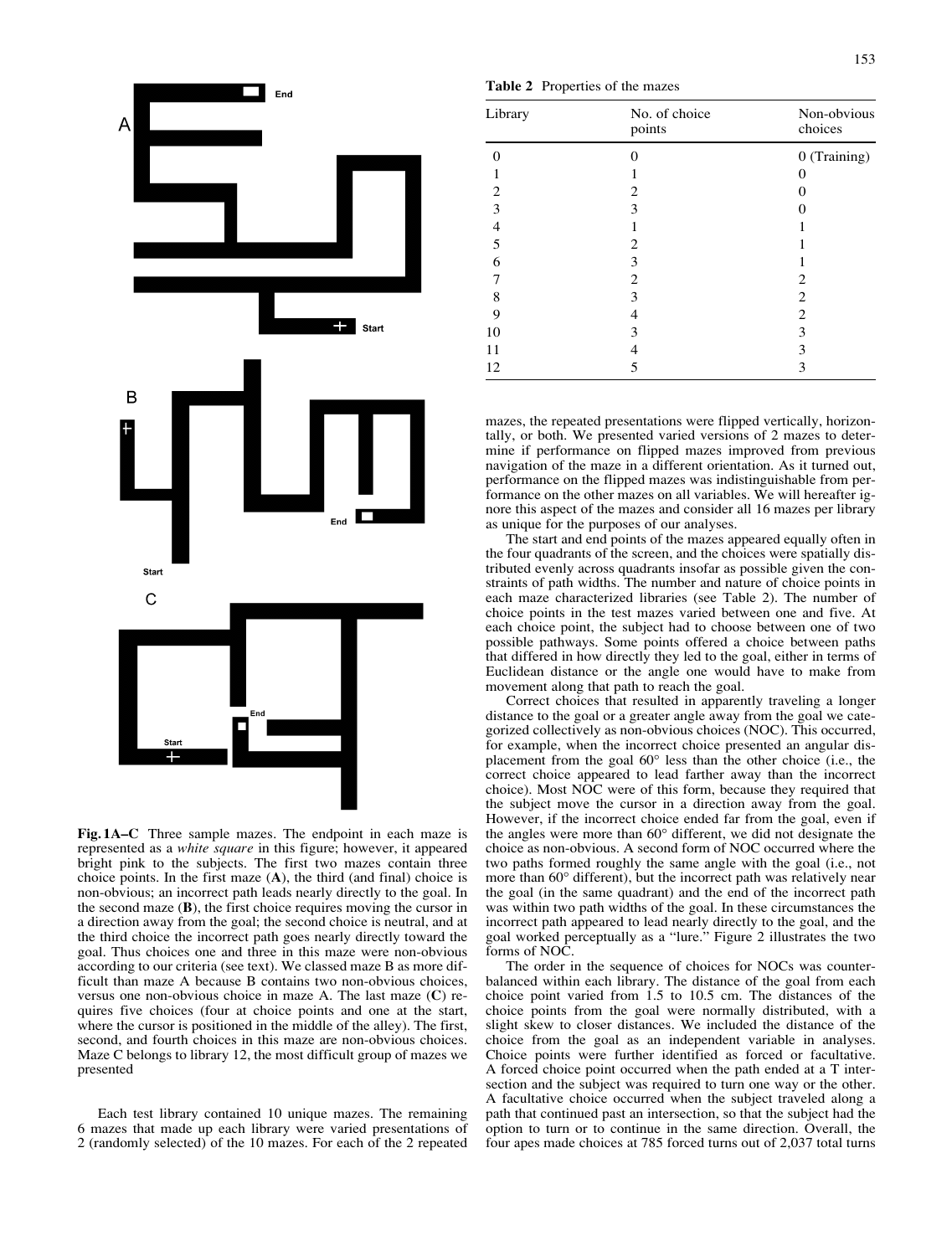**Fig. 1A–C** Three sample mazes. The endpoint in each maze is represented as a *white square* in this figure; however, it appeared bright pink to the subjects. The first two mazes contain three choice points. In the first maze (**A**), the third (and final) choice is non-obvious; an incorrect path leads nearly directly to the goal. In the second maze (**B**), the first choice requires moving the cursor in a direction away from the goal; the second choice is neutral, and at the third choice the incorrect path goes nearly directly toward the goal. Thus choices one and three in this maze were non-obvious according to our criteria (see text). We classed maze B as more difficult than maze A because B contains two non-obvious choices, versus one non-obvious choice in maze A. The last maze (**C**) requires five choices (four at choice points and one at the start, where the cursor is positioned in the middle of the alley). The first, second, and fourth choices in this maze are non-obvious choices. Maze C belongs to library 12, the most difficult group of mazes we presented

Each test library contained 10 unique mazes. The remaining 6 mazes that made up each library were varied presentations of 2 (randomly selected) of the 10 mazes. For each of the 2 repeated mazes, the repeated presentations were flipped vertically, horizontally, or both. We presented varied versions of 2 mazes to determine if performance on flipped mazes improved from previous navigation of the maze in a different orientation. As it turned out, performance on the flipped mazes was indistinguishable from performance on the other mazes on all variables. We will hereafter ignore this aspect of the mazes and consider all 16 mazes per library as unique for the purposes of our analyses.

**Table 2** Properties of the mazes

| Library | No. of choice points | Non-obvious choices |
|---|---|---|
| 0 | 0 | 0 (Training) |
| 1 | 1 | 0 |
| 2 | 2 | 0 |
| 3 | 3 | 0 |
| 4 | 1 | 1 |
| 5 | 2 | 1 |
| 6 | 3 | 1 |
| 7 | 2 | 2 |
| 8 | 3 | 2 |
| 9 | 4 | 2 |
| 10 | 3 | 3 |
| 11 | 4 | 3 |
| 12 | 5 | 3 |

The start and end points of the mazes appeared equally often in the four quadrants of the screen, and the choices were spatially distributed evenly across quadrants insofar as possible given the constraints of path widths. The number and nature of choice points in each maze characterized libraries (see Table 2). The number of choice points in the test mazes varied between one and five. At each choice point, the subject had to choose between one of two possible pathways. Some points offered a choice between paths that differed in how directly they led to the goal, either in terms of Euclidean distance or the angle one would have to make from movement along that path to reach the goal.

Correct choices that resulted in apparently traveling a longer distance to the goal or a greater angle away from the goal we categorized collectively as non-obvious choices (NOC). This occurred, for example, when the incorrect choice presented an angular displacement from the goal 60° less than the other choice (i.e., the correct choice appeared to lead farther away than the incorrect choice). Most NOC were of this form, because they required that the subject move the cursor in a direction away from the goal. However, if the incorrect choice ended far from the goal, even if the angles were more than 60° different, we did not designate the choice as non-obvious. A second form of NOC occurred where the two paths formed roughly the same angle with the goal (i.e., not more than 60° different), but the incorrect path was relatively near the goal (in the same quadrant) and the end of the incorrect path was within two path widths of the goal. In these circumstances the incorrect path appeared to lead nearly directly to the goal, and the goal worked perceptually as a "lure." Figure 2 illustrates the two forms of NOC.

The order in the sequence of choices for NOCs was counterbalanced within each library. The distance of the goal from each choice point varied from 1.5 to 10.5 cm. The distances of the choice points from the goal were normally distributed, with a slight skew to closer distances. We included the distance of the choice from the goal as an independent variable in analyses. Choice points were further identified as forced or facultative. A forced choice point occurred when the path ended at a T intersection and the subject was required to turn one way or the other. A facultative choice occurred when the subject traveled along a path that continued past an intersection, so that the subject had the option to turn or to continue in the same direction. Overall, the four apes made choices at 785 forced turns out of 2,037 total turns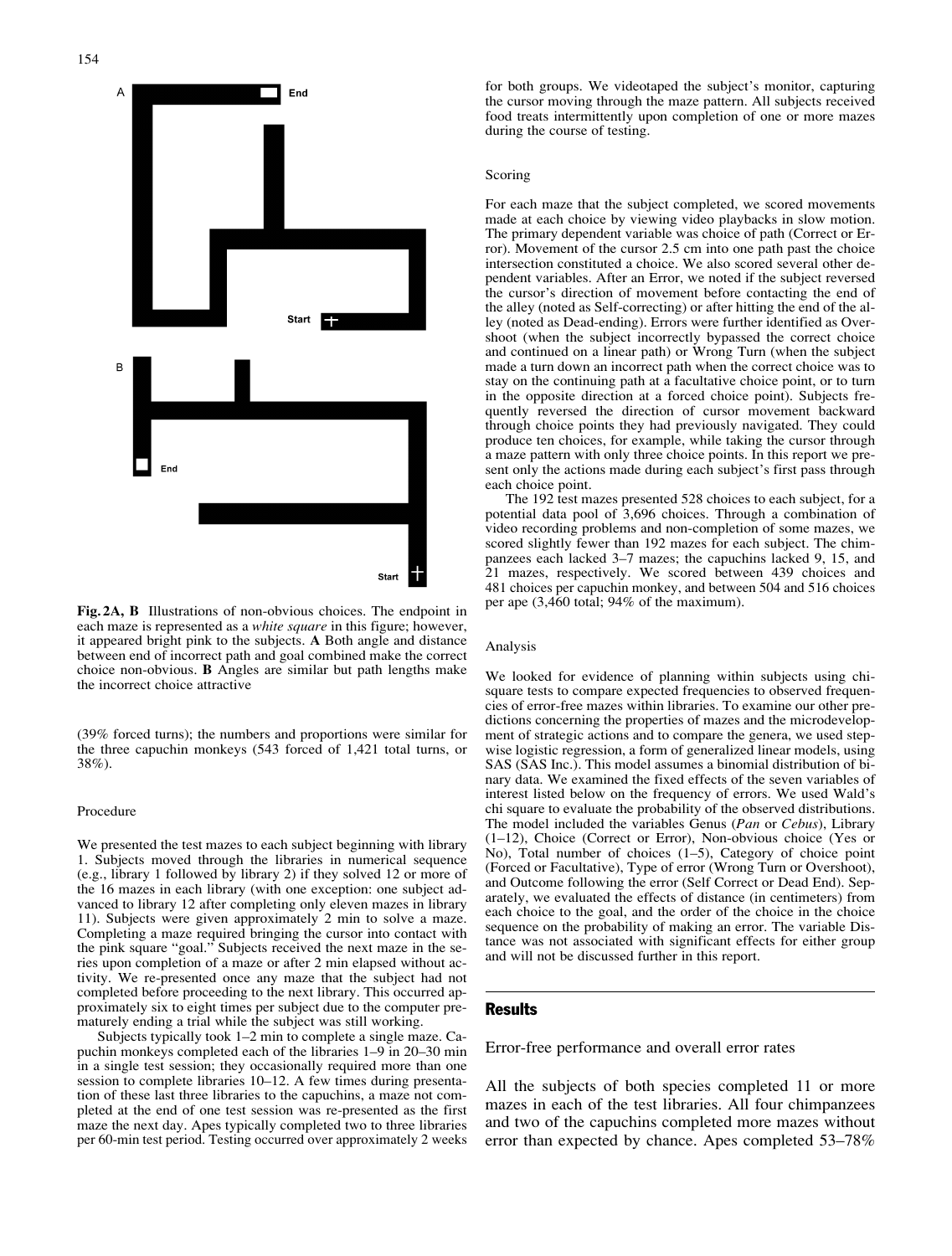Fig. 2A, B Illustrations of non-obvious choices. The endpoint in each maze is represented as a *white square* in this figure; however, it appeared bright pink to the subjects. **A** Both angle and distance between end of incorrect path and goal combined make the correct choice non-obvious. **B** Angles are similar but path lengths make the incorrect choice attractive

(39% forced turns); the numbers and proportions were similar for the three capuchin monkeys (543 forced of 1,421 total turns, or 38%).

### Procedure

We presented the test mazes to each subject beginning with library 1. Subjects moved through the libraries in numerical sequence (e.g., library 1 followed by library 2) if they solved 12 or more of the 16 mazes in each library (with one exception: one subject advanced to library 12 after completing only eleven mazes in library 11). Subjects were given approximately 2 min to solve a maze. Completing a maze required bringing the cursor into contact with the pink square "goal." Subjects received the next maze in the series upon completion of a maze or after 2 min elapsed without activity. We re-presented once any maze that the subject had not completed before proceeding to the next library. This occurred approximately six to eight times per subject due to the computer prematurely ending a trial while the subject was still working.

Subjects typically took 1–2 min to complete a single maze. Capuchin monkeys completed each of the libraries 1–9 in 20–30 min in a single test session; they occasionally required more than one session to complete libraries 10–12. A few times during presentation of these last three libraries to the capuchins, a maze not completed at the end of one test session was re-presented as the first maze the next day. Apes typically completed two to three libraries per 60-min test period. Testing occurred over approximately 2 weeks for both groups. We videotaped the subject's monitor, capturing the cursor moving through the maze pattern. All subjects received food treats intermittently upon completion of one or more mazes during the course of testing.

### Scoring

For each maze that the subject completed, we scored movements made at each choice by viewing video playbacks in slow motion. The primary dependent variable was choice of path (Correct or Error). Movement of the cursor 2.5 cm into one path past the choice intersection constituted a choice. We also scored several other dependent variables. After an Error, we noted if the subject reversed the cursor's direction of movement before contacting the end of the alley (noted as Self-correcting) or after hitting the end of the alley (noted as Dead-ending). Errors were further identified as Overshoot (when the subject incorrectly bypassed the correct choice and continued on a linear path) or Wrong Turn (when the subject made a turn down an incorrect path when the correct choice was to stay on the continuing path at a facultative choice point, or to turn in the opposite direction at a forced choice point). Subjects frequently reversed the direction of cursor movement backward through choice points they had previously navigated. They could produce ten choices, for example, while taking the cursor through a maze pattern with only three choice points. In this report we present only the actions made during each subject's first pass through each choice point.

The 192 test mazes presented 528 choices to each subject, for a potential data pool of 3,696 choices. Through a combination of video recording problems and non-completion of some mazes, we scored slightly fewer than 192 mazes for each subject. The chimpanzees each lacked 3–7 mazes; the capuchins lacked 9, 15, and 21 mazes, respectively. We scored between 439 choices and 481 choices per capuchin monkey, and between 504 and 516 choices per ape (3,460 total; 94% of the maximum).

### Analysis

We looked for evidence of planning within subjects using chi-square tests to compare expected frequencies to observed frequencies of error-free mazes within libraries. To examine our other predictions concerning the properties of mazes and the microdevelopment of strategic actions and to compare the genera, we used stepwise logistic regression, a form of generalized linear models, using SAS (SAS Inc.). This model assumes a binomial distribution of binary data. We examined the fixed effects of the seven variables of interest listed below on the frequency of errors. We used Wald's chi square to evaluate the probability of the observed distributions. The model included the variables Genus (*Pan* or *Cebus*), Library (1–12), Choice (Correct or Error), Non-obvious choice (Yes or No), Total number of choices (1–5), Category of choice point (Forced or Facultative), Type of error (Wrong Turn or Overshoot), and Outcome following the error (Self Correct or Dead End). Separately, we evaluated the effects of distance (in centimeters) from each choice to the goal, and the order of the choice in the choice sequence on the probability of making an error. The variable Distance was not associated with significant effects for either group and will not be discussed further in this report.

## Results

### Error-free performance and overall error rates

All the subjects of both species completed 11 or more mazes in each of the test libraries. All four chimpanzees and two of the capuchins completed more mazes without error than expected by chance. Apes completed 53–78%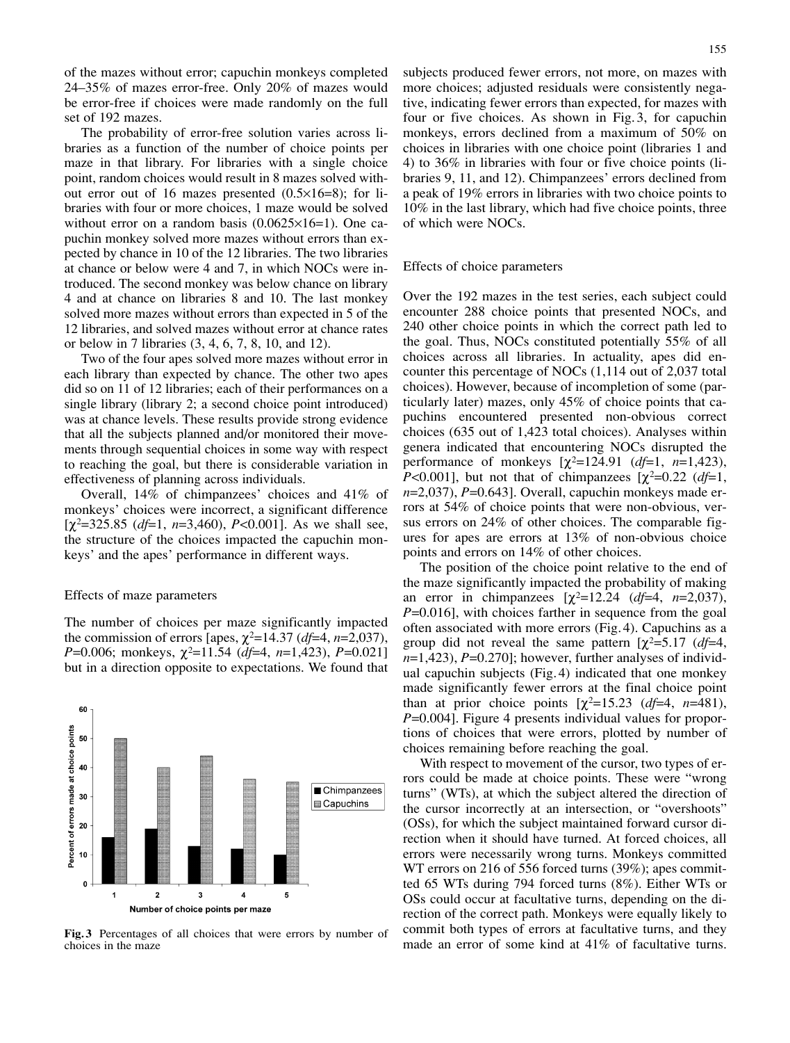of the mazes without error; capuchin monkeys completed 24–35% of mazes error-free. Only 20% of mazes would be error-free if choices were made randomly on the full set of 192 mazes.

The probability of error-free solution varies across libraries as a function of the number of choice points per maze in that library. For libraries with a single choice point, random choices would result in 8 mazes solved without error out of 16 mazes presented (0.5×16=8); for libraries with four or more choices, 1 maze would be solved without error on a random basis (0.0625×16=1). One capuchin monkey solved more mazes without errors than expected by chance in 10 of the 12 libraries. The two libraries at chance or below were 4 and 7, in which NOCs were introduced. The second monkey was below chance on library 4 and at chance on libraries 8 and 10. The last monkey solved more mazes without errors than expected in 5 of the 12 libraries, and solved mazes without error at chance rates or below in 7 libraries (3, 4, 6, 7, 8, 10, and 12).

Two of the four apes solved more mazes without error in each library than expected by chance. The other two apes did so on 11 of 12 libraries; each of their performances on a single library (library 2; a second choice point introduced) was at chance levels. These results provide strong evidence that all the subjects planned and/or monitored their movements through sequential choices in some way with respect to reaching the goal, but there is considerable variation in effectiveness of planning across individuals.

Overall, 14% of chimpanzees' choices and 41% of monkeys' choices were incorrect, a significant difference [$\chi^2$=325.85 (*df*=1, *n*=3,460), *P*<0.001]. As we shall see, the structure of the choices impacted the capuchin monkeys' and the apes' performance in different ways.

## Effects of maze parameters

The number of choices per maze significantly impacted the commission of errors [apes, $\chi^2$=14.37 (*df*=4, *n*=2,037), *P*=0.006; monkeys, $\chi^2$=11.54 (*df*=4, *n*=1,423), *P*=0.021] but in a direction opposite to expectations. We found that subjects produced fewer errors, not more, on mazes with more choices; adjusted residuals were consistently negative, indicating fewer errors than expected, for mazes with four or five choices. As shown in Fig. 3, for capuchin monkeys, errors declined from a maximum of 50% on choices in libraries with one choice point (libraries 1 and 4) to 36% in libraries with four or five choice points (libraries 9, 11, and 12). Chimpanzees' errors declined from a peak of 19% errors in libraries with two choice points to 10% in the last library, which had five choice points, three of which were NOCs.

**Fig. 3** Percentages of all choices that were errors by number of choices in the maze

## Effects of choice parameters

Over the 192 mazes in the test series, each subject could encounter 288 choice points that presented NOCs, and 240 other choice points in which the correct path led to the goal. Thus, NOCs constituted potentially 55% of all choices across all libraries. In actuality, apes did encounter this percentage of NOCs (1,114 out of 2,037 total choices). However, because of incompletion of some (particularly later) mazes, only 45% of choice points that capuchins encountered presented non-obvious correct choices (635 out of 1,423 total choices). Analyses within genera indicated that encountering NOCs disrupted the performance of monkeys [$\chi^2$=124.91 (*df*=1, *n*=1,423), *P*<0.001], but not that of chimpanzees [$\chi^2$=0.22 (*df*=1, *n*=2,037), *P*=0.643]. Overall, capuchin monkeys made errors at 54% of choice points that were non-obvious, versus errors on 24% of other choices. The comparable figures for apes are errors at 13% of non-obvious choice points and errors on 14% of other choices.

The position of the choice point relative to the end of the maze significantly impacted the probability of making an error in chimpanzees [$\chi^2$=12.24 (*df*=4, *n*=2,037), *P*=0.016], with choices farther in sequence from the goal often associated with more errors (Fig. 4). Capuchins as a group did not reveal the same pattern [$\chi^2$=5.17 (*df*=4, *n*=1,423), *P*=0.270]; however, further analyses of individual capuchin subjects (Fig. 4) indicated that one monkey made significantly fewer errors at the final choice point than at prior choice points [$\chi^2$=15.23 (*df*=4, *n*=481), *P*=0.004]. Figure 4 presents individual values for proportions of choices that were errors, plotted by number of choices remaining before reaching the goal.

With respect to movement of the cursor, two types of errors could be made at choice points. These were "wrong turns" (WTs), at which the subject altered the direction of the cursor incorrectly at an intersection, or "overshoots" (OSs), for which the subject maintained forward cursor direction when it should have turned. At forced choices, all errors were necessarily wrong turns. Monkeys committed WT errors on 216 of 556 forced turns (39%); apes committed 65 WTs during 794 forced turns (8%). Either WTs or OSs could occur at facultative turns, depending on the direction of the correct path. Monkeys were equally likely to commit both types of errors at facultative turns, and they made an error of some kind at 41% of facultative turns.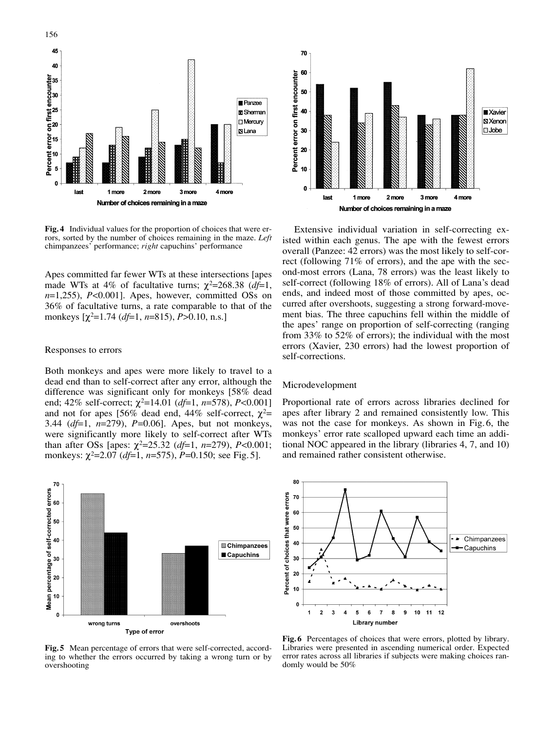**Fig. 4** Individual values for the proportion of choices that were errors, sorted by the number of choices remaining in the maze. *Left* chimpanzees' performance; *right* capuchins' performance

Apes committed far fewer WTs at these intersections [apes made WTs at 4% of facultative turns; $\chi^2$=268.38 (*df*=1, *n*=1,255), *P*<0.001]. Apes, however, committed OSs on 36% of facultative turns, a rate comparable to that of the monkeys [$\chi^2$=1.74 (*df*=1, *n*=815), *P*>0.10, n.s.]

## Responses to errors

Both monkeys and apes were more likely to travel to a dead end than to self-correct after any error, although the difference was significant only for monkeys [58% dead end; 42% self-correct; $\chi^2$=14.01 (*df*=1, *n*=578), *P*<0.001] and not for apes [56% dead end, 44% self-correct, $\chi^2$= 3.44 (*df*=1, *n*=279), *P*=0.06]. Apes, but not monkeys, were significantly more likely to self-correct after WTs than after OSs [apes: $\chi^2$=25.32 (*df*=1, *n*=279), *P*<0.001; monkeys: $\chi^2$=2.07 (*df*=1, *n*=575), *P*=0.150; see Fig. 5].

Extensive individual variation in self-correcting existed within each genus. The ape with the fewest errors overall (Panzee: 42 errors) was the most likely to self-correct (following 71% of errors), and the ape with the second-most errors (Lana, 78 errors) was the least likely to self-correct (following 18% of errors). All of Lana's dead ends, and indeed most of those committed by apes, occurred after overshoots, suggesting a strong forward-movement bias. The three capuchins fell within the middle of the apes' range on proportion of self-correcting (ranging from 33% to 52% of errors); the individual with the most errors (Xavier, 230 errors) had the lowest proportion of self-corrections.

## Microdevelopment

Proportional rate of errors across libraries declined for apes after library 2 and remained consistently low. This was not the case for monkeys. As shown in Fig. 6, the monkeys' error rate scalloped upward each time an additional NOC appeared in the library (libraries 4, 7, and 10) and remained rather consistent otherwise.

**Fig. 5** Mean percentage of errors that were self-corrected, according to whether the errors occurred by taking a wrong turn or by overshooting

**Fig. 6** Percentages of choices that were errors, plotted by library. Libraries were presented in ascending numerical order. Expected error rates across all libraries if subjects were making choices randomly would be 50%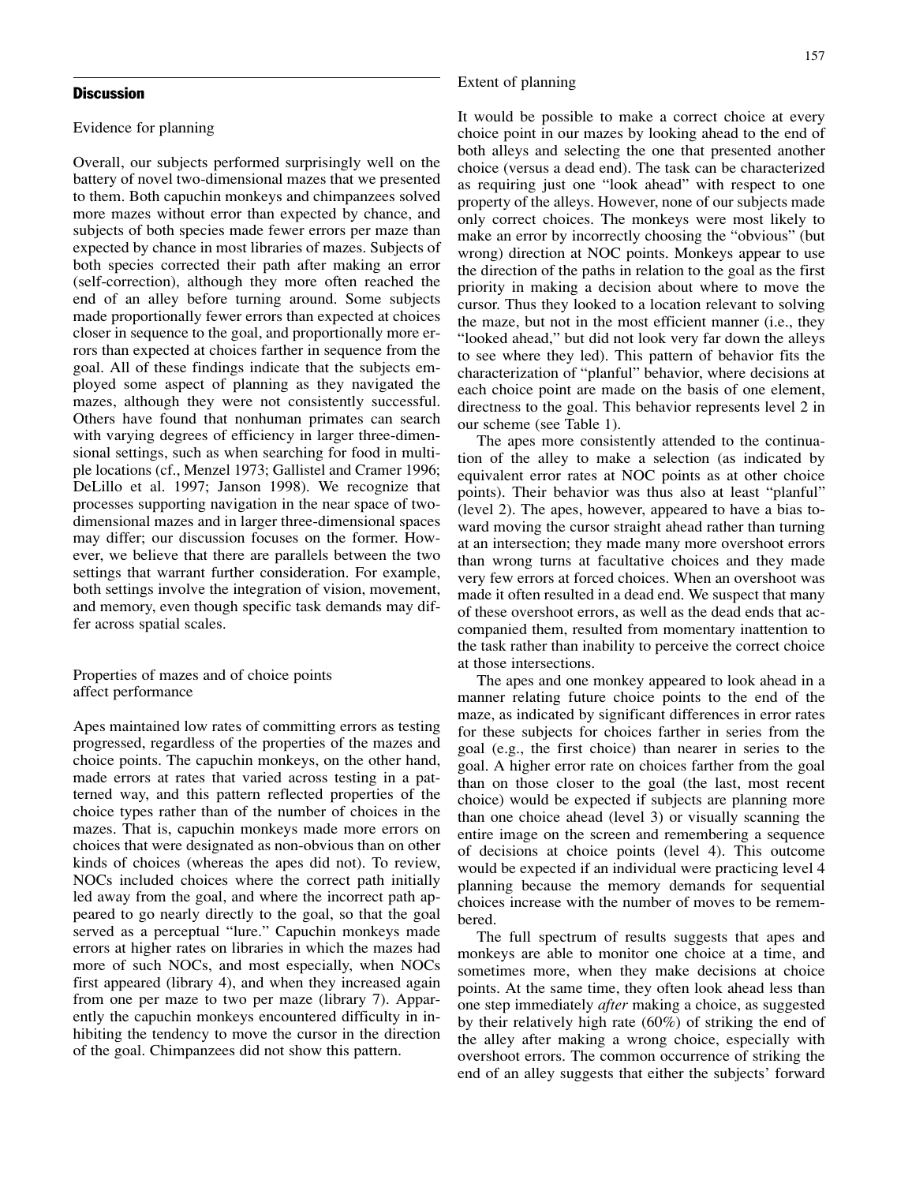## Discussion

### Evidence for planning

Overall, our subjects performed surprisingly well on the battery of novel two-dimensional mazes that we presented to them. Both capuchin monkeys and chimpanzees solved more mazes without error than expected by chance, and subjects of both species made fewer errors per maze than expected by chance in most libraries of mazes. Subjects of both species corrected their path after making an error (self-correction), although they more often reached the end of an alley before turning around. Some subjects made proportionally fewer errors than expected at choices closer in sequence to the goal, and proportionally more errors than expected at choices farther in sequence from the goal. All of these findings indicate that the subjects employed some aspect of planning as they navigated the mazes, although they were not consistently successful. Others have found that nonhuman primates can search with varying degrees of efficiency in larger three-dimensional settings, such as when searching for food in multiple locations (cf., Menzel 1973; Gallistel and Cramer 1996; DeLillo et al. 1997; Janson 1998). We recognize that processes supporting navigation in the near space of two-dimensional mazes and in larger three-dimensional spaces may differ; our discussion focuses on the former. However, we believe that there are parallels between the two settings that warrant further consideration. For example, both settings involve the integration of vision, movement, and memory, even though specific task demands may differ across spatial scales.

### Properties of mazes and of choice points affect performance

Apes maintained low rates of committing errors as testing progressed, regardless of the properties of the mazes and choice points. The capuchin monkeys, on the other hand, made errors at rates that varied across testing in a patterned way, and this pattern reflected properties of the choice types rather than of the number of choices in the mazes. That is, capuchin monkeys made more errors on choices that were designated as non-obvious than on other kinds of choices (whereas the apes did not). To review, NOCs included choices where the correct path initially led away from the goal, and where the incorrect path appeared to go nearly directly to the goal, so that the goal served as a perceptual "lure." Capuchin monkeys made errors at higher rates on libraries in which the mazes had more of such NOCs, and most especially, when NOCs first appeared (library 4), and when they increased again from one per maze to two per maze (library 7). Apparently the capuchin monkeys encountered difficulty in inhibiting the tendency to move the cursor in the direction of the goal. Chimpanzees did not show this pattern.

### Extent of planning

It would be possible to make a correct choice at every choice point in our mazes by looking ahead to the end of both alleys and selecting the one that presented another choice (versus a dead end). The task can be characterized as requiring just one "look ahead" with respect to one property of the alleys. However, none of our subjects made only correct choices. The monkeys were most likely to make an error by incorrectly choosing the "obvious" (but wrong) direction at NOC points. Monkeys appear to use the direction of the paths in relation to the goal as the first priority in making a decision about where to move the cursor. Thus they looked to a location relevant to solving the maze, but not in the most efficient manner (i.e., they "looked ahead," but did not look very far down the alleys to see where they led). This pattern of behavior fits the characterization of "planful" behavior, where decisions at each choice point are made on the basis of one element, directness to the goal. This behavior represents level 2 in our scheme (see Table 1).

The apes more consistently attended to the continuation of the alley to make a selection (as indicated by equivalent error rates at NOC points as at other choice points). Their behavior was thus also at least "planful" (level 2). The apes, however, appeared to have a bias toward moving the cursor straight ahead rather than turning at an intersection; they made many more overshoot errors than wrong turns at facultative choices and they made very few errors at forced choices. When an overshoot was made it often resulted in a dead end. We suspect that many of these overshoot errors, as well as the dead ends that accompanied them, resulted from momentary inattention to the task rather than inability to perceive the correct choice at those intersections.

The apes and one monkey appeared to look ahead in a manner relating future choice points to the end of the maze, as indicated by significant differences in error rates for these subjects for choices farther in series from the goal (e.g., the first choice) than nearer in series to the goal. A higher error rate on choices farther from the goal than on those closer to the goal (the last, most recent choice) would be expected if subjects are planning more than one choice ahead (level 3) or visually scanning the entire image on the screen and remembering a sequence of decisions at choice points (level 4). This outcome would be expected if an individual were practicing level 4 planning because the memory demands for sequential choices increase with the number of moves to be remembered.

The full spectrum of results suggests that apes and monkeys are able to monitor one choice at a time, and sometimes more, when they make decisions at choice points. At the same time, they often look ahead less than one step immediately *after* making a choice, as suggested by their relatively high rate (60%) of striking the end of the alley after making a wrong choice, especially with overshoot errors. The common occurrence of striking the end of an alley suggests that either the subjects' forward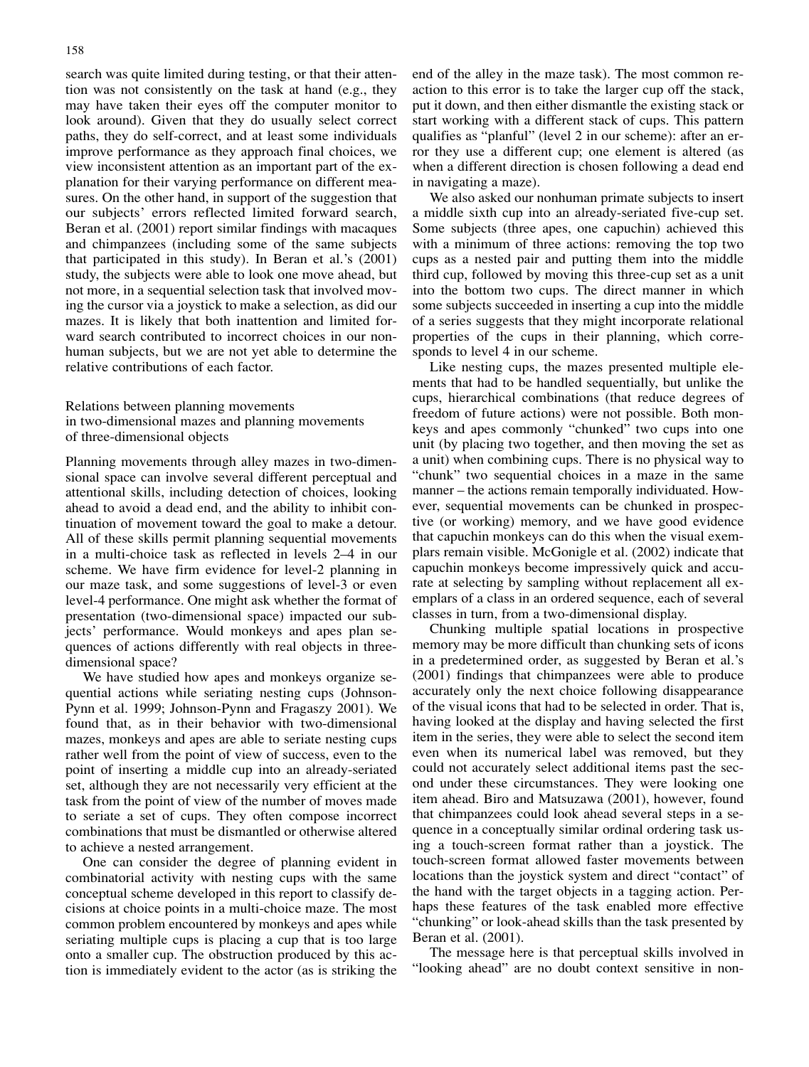search was quite limited during testing, or that their attention was not consistently on the task at hand (e.g., they may have taken their eyes off the computer monitor to look around). Given that they do usually select correct paths, they do self-correct, and at least some individuals improve performance as they approach final choices, we view inconsistent attention as an important part of the explanation for their varying performance on different measures. On the other hand, in support of the suggestion that our subjects' errors reflected limited forward search, Beran et al. (2001) report similar findings with macaques and chimpanzees (including some of the same subjects that participated in this study). In Beran et al.'s (2001) study, the subjects were able to look one move ahead, but not more, in a sequential selection task that involved moving the cursor via a joystick to make a selection, as did our mazes. It is likely that both inattention and limited forward search contributed to incorrect choices in our nonhuman subjects, but we are not yet able to determine the relative contributions of each factor.

## Relations between planning movements in two-dimensional mazes and planning movements of three-dimensional objects

Planning movements through alley mazes in two-dimensional space can involve several different perceptual and attentional skills, including detection of choices, looking ahead to avoid a dead end, and the ability to inhibit continuation of movement toward the goal to make a detour. All of these skills permit planning sequential movements in a multi-choice task as reflected in levels 2–4 in our scheme. We have firm evidence for level-2 planning in our maze task, and some suggestions of level-3 or even level-4 performance. One might ask whether the format of presentation (two-dimensional space) impacted our subjects' performance. Would monkeys and apes plan sequences of actions differently with real objects in three-dimensional space?

We have studied how apes and monkeys organize sequential actions while seriating nesting cups (Johnson-Pynn et al. 1999; Johnson-Pynn and Fragaszy 2001). We found that, as in their behavior with two-dimensional mazes, monkeys and apes are able to seriate nesting cups rather well from the point of view of success, even to the point of inserting a middle cup into an already-seriated set, although they are not necessarily very efficient at the task from the point of view of the number of moves made to seriate a set of cups. They often compose incorrect combinations that must be dismantled or otherwise altered to achieve a nested arrangement.

One can consider the degree of planning evident in combinatorial activity with nesting cups with the same conceptual scheme developed in this report to classify decisions at choice points in a multi-choice maze. The most common problem encountered by monkeys and apes while seriating multiple cups is placing a cup that is too large onto a smaller cup. The obstruction produced by this action is immediately evident to the actor (as is striking the end of the alley in the maze task). The most common reaction to this error is to take the larger cup off the stack, put it down, and then either dismantle the existing stack or start working with a different stack of cups. This pattern qualifies as "planful" (level 2 in our scheme): after an error they use a different cup; one element is altered (as when a different direction is chosen following a dead end in navigating a maze).

We also asked our nonhuman primate subjects to insert a middle sixth cup into an already-seriated five-cup set. Some subjects (three apes, one capuchin) achieved this with a minimum of three actions: removing the top two cups as a nested pair and putting them into the middle third cup, followed by moving this three-cup set as a unit into the bottom two cups. The direct manner in which some subjects succeeded in inserting a cup into the middle of a series suggests that they might incorporate relational properties of the cups in their planning, which corresponds to level 4 in our scheme.

Like nesting cups, the mazes presented multiple elements that had to be handled sequentially, but unlike the cups, hierarchical combinations (that reduce degrees of freedom of future actions) were not possible. Both monkeys and apes commonly "chunked" two cups into one unit (by placing two together, and then moving the set as a unit) when combining cups. There is no physical way to "chunk" two sequential choices in a maze in the same manner – the actions remain temporally individuated. However, sequential movements can be chunked in prospective (or working) memory, and we have good evidence that capuchin monkeys can do this when the visual exemplars remain visible. McGonigle et al. (2002) indicate that capuchin monkeys become impressively quick and accurate at selecting by sampling without replacement all exemplars of a class in an ordered sequence, each of several classes in turn, from a two-dimensional display.

Chunking multiple spatial locations in prospective memory may be more difficult than chunking sets of icons in a predetermined order, as suggested by Beran et al.'s (2001) findings that chimpanzees were able to produce accurately only the next choice following disappearance of the visual icons that had to be selected in order. That is, having looked at the display and having selected the first item in the series, they were able to select the second item even when its numerical label was removed, but they could not accurately select additional items past the second under these circumstances. They were looking one item ahead. Biro and Matsuzawa (2001), however, found that chimpanzees could look ahead several steps in a sequence in a conceptually similar ordinal ordering task using a touch-screen format rather than a joystick. The touch-screen format allowed faster movements between locations than the joystick system and direct "contact" of the hand with the target objects in a tagging action. Perhaps these features of the task enabled more effective "chunking" or look-ahead skills than the task presented by Beran et al. (2001).

The message here is that perceptual skills involved in "looking ahead" are no doubt context sensitive in non-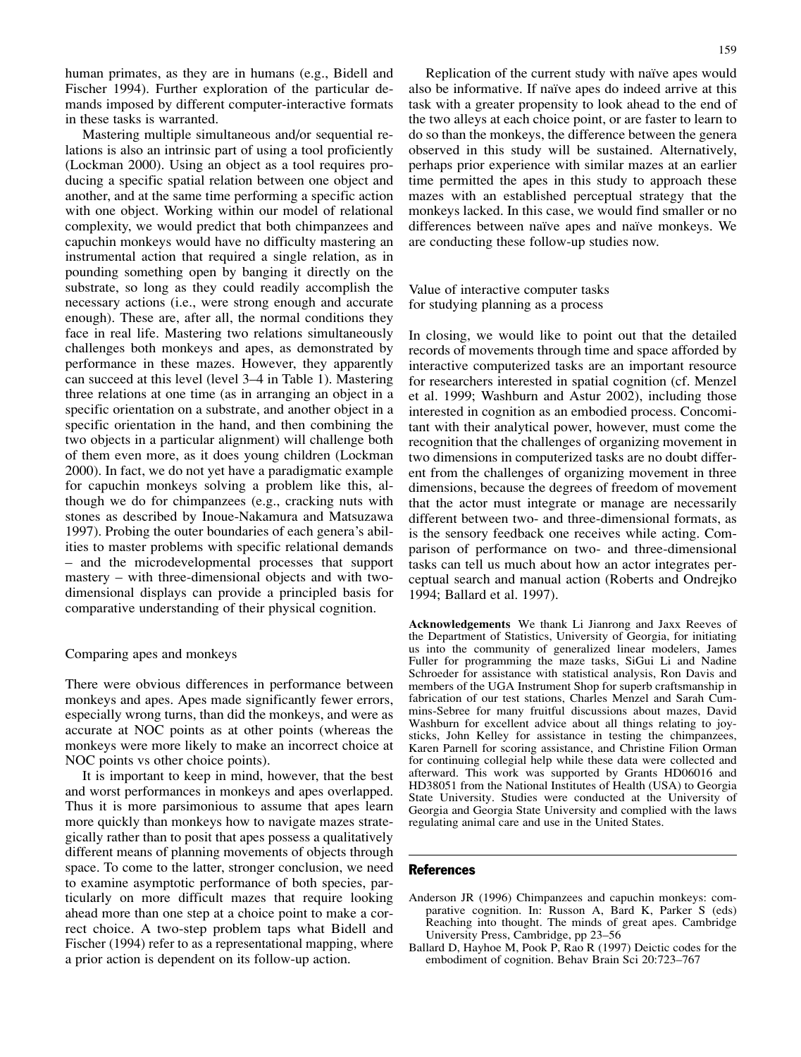human primates, as they are in humans (e.g., Bidell and Fischer 1994). Further exploration of the particular demands imposed by different computer-interactive formats in these tasks is warranted.

Mastering multiple simultaneous and/or sequential relations is also an intrinsic part of using a tool proficiently (Lockman 2000). Using an object as a tool requires producing a specific spatial relation between one object and another, and at the same time performing a specific action with one object. Working within our model of relational complexity, we would predict that both chimpanzees and capuchin monkeys would have no difficulty mastering an instrumental action that required a single relation, as in pounding something open by banging it directly on the substrate, so long as they could readily accomplish the necessary actions (i.e., were strong enough and accurate enough). These are, after all, the normal conditions they face in real life. Mastering two relations simultaneously challenges both monkeys and apes, as demonstrated by performance in these mazes. However, they apparently can succeed at this level (level 3–4 in Table 1). Mastering three relations at one time (as in arranging an object in a specific orientation on a substrate, and another object in a specific orientation in the hand, and then combining the two objects in a particular alignment) will challenge both of them even more, as it does young children (Lockman 2000). In fact, we do not yet have a paradigmatic example for capuchin monkeys solving a problem like this, although we do for chimpanzees (e.g., cracking nuts with stones as described by Inoue-Nakamura and Matsuzawa 1997). Probing the outer boundaries of each genera's abilities to master problems with specific relational demands – and the microdevelopmental processes that support mastery – with three-dimensional objects and with two-dimensional displays can provide a principled basis for comparative understanding of their physical cognition.

## Comparing apes and monkeys

There were obvious differences in performance between monkeys and apes. Apes made significantly fewer errors, especially wrong turns, than did the monkeys, and were as accurate at NOC points as at other points (whereas the monkeys were more likely to make an incorrect choice at NOC points vs other choice points).

It is important to keep in mind, however, that the best and worst performances in monkeys and apes overlapped. Thus it is more parsimonious to assume that apes learn more quickly than monkeys how to navigate mazes strategically rather than to posit that apes possess a qualitatively different means of planning movements of objects through space. To come to the latter, stronger conclusion, we need to examine asymptotic performance of both species, particularly on more difficult mazes that require looking ahead more than one step at a choice point to make a correct choice. A two-step problem taps what Bidell and Fischer (1994) refer to as a representational mapping, where a prior action is dependent on its follow-up action.

Replication of the current study with naïve apes would also be informative. If naïve apes do indeed arrive at this task with a greater propensity to look ahead to the end of the two alleys at each choice point, or are faster to learn to do so than the monkeys, the difference between the genera observed in this study will be sustained. Alternatively, perhaps prior experience with similar mazes at an earlier time permitted the apes in this study to approach these mazes with an established perceptual strategy that the monkeys lacked. In this case, we would find smaller or no differences between naïve apes and naïve monkeys. We are conducting these follow-up studies now.

## Value of interactive computer tasks for studying planning as a process

In closing, we would like to point out that the detailed records of movements through time and space afforded by interactive computerized tasks are an important resource for researchers interested in spatial cognition (cf. Menzel et al. 1999; Washburn and Astur 2002), including those interested in cognition as an embodied process. Concomitant with their analytical power, however, must come the recognition that the challenges of organizing movement in two dimensions in computerized tasks are no doubt different from the challenges of organizing movement in three dimensions, because the degrees of freedom of movement that the actor must integrate or manage are necessarily different between two- and three-dimensional formats, as is the sensory feedback one receives while acting. Comparison of performance on two- and three-dimensional tasks can tell us much about how an actor integrates perceptual search and manual action (Roberts and Ondrejko 1994; Ballard et al. 1997).

**Acknowledgements** We thank Li Jianrong and Jaxx Reeves of the Department of Statistics, University of Georgia, for initiating us into the community of generalized linear modelers, James Fuller for programming the maze tasks, SiGui Li and Nadine Schroeder for assistance with statistical analysis, Ron Davis and members of the UGA Instrument Shop for superb craftsmanship in fabrication of our test stations, Charles Menzel and Sarah Cummins-Sebree for many fruitful discussions about mazes, David Washburn for excellent advice about all things relating to joysticks, John Kelley for assistance in testing the chimpanzees, Karen Parnell for scoring assistance, and Christine Filion Orman for continuing collegial help while these data were collected and afterward. This work was supported by Grants HD06016 and HD38051 from the National Institutes of Health (USA) to Georgia State University. Studies were conducted at the University of Georgia and Georgia State University and complied with the laws regulating animal care and use in the United States.

## References

Anderson JR (1996) Chimpanzees and capuchin monkeys: comparative cognition. In: Russon A, Bard K, Parker S (eds) Reaching into thought. The minds of great apes. Cambridge University Press, Cambridge, pp 23–56

Ballard D, Hayhoe M, Pook P, Rao R (1997) Deictic codes for the embodiment of cognition. Behav Brain Sci 20:723–767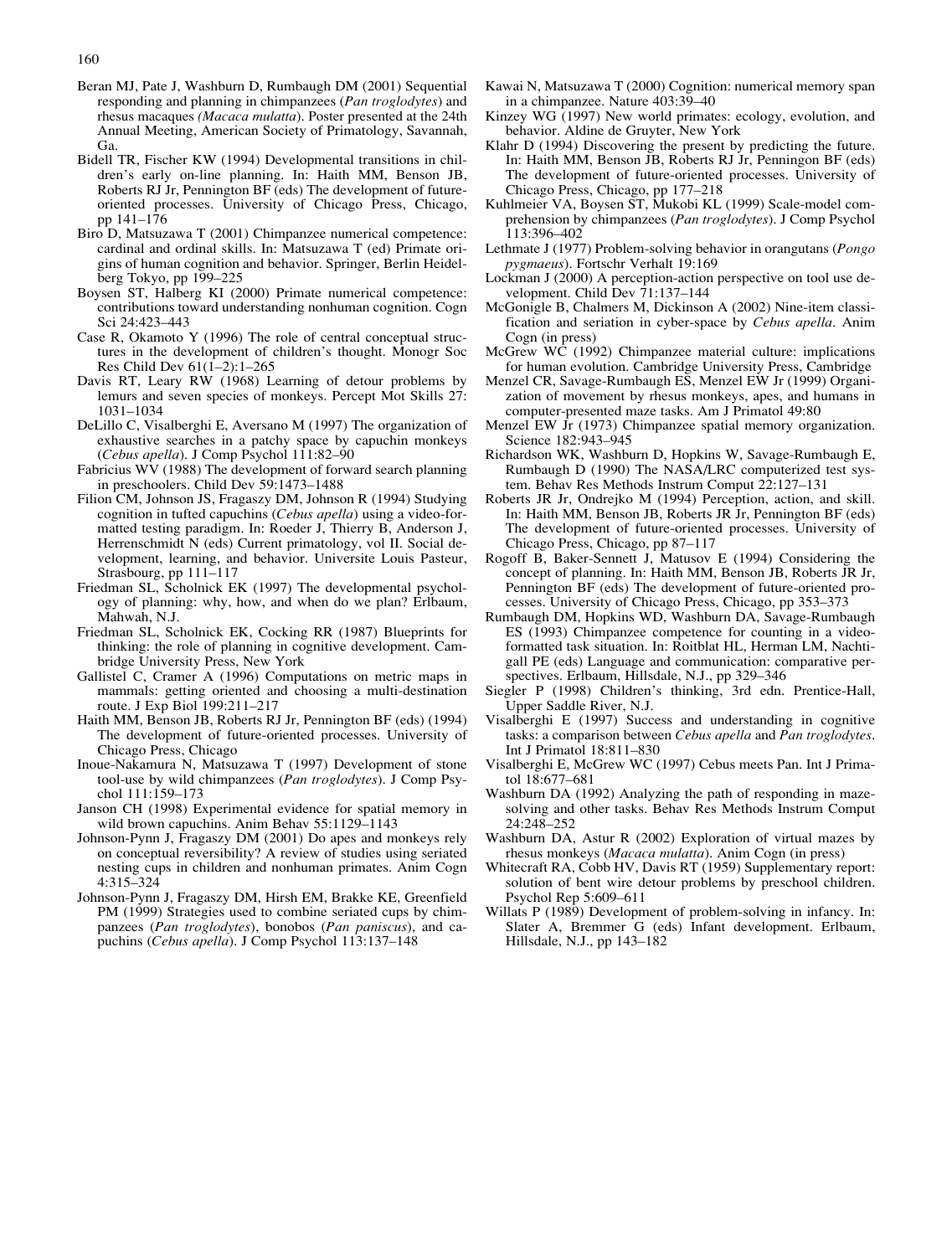Beran MJ, Pate J, Washburn D, Rumbaugh DM (2001) Sequential responding and planning in chimpanzees (*Pan troglodytes*) and rhesus macaques *(Macaca mulatta*). Poster presented at the 24th Annual Meeting, American Society of Primatology, Savannah, Ga.

Bidell TR, Fischer KW (1994) Developmental transitions in children's early on-line planning. In: Haith MM, Benson JB, Roberts RJ Jr, Pennington BF (eds) The development of future-oriented processes. University of Chicago Press, Chicago, pp 141–176

Biro D, Matsuzawa T (2001) Chimpanzee numerical competence: cardinal and ordinal skills. In: Matsuzawa T (ed) Primate origins of human cognition and behavior. Springer, Berlin Heidelberg Tokyo, pp 199–225

Boysen ST, Halberg KI (2000) Primate numerical competence: contributions toward understanding nonhuman cognition. Cogn Sci 24:423–443

Case R, Okamoto Y (1996) The role of central conceptual structures in the development of children's thought. Monogr Soc Res Child Dev 61(1–2):1–265

Davis RT, Leary RW (1968) Learning of detour problems by lemurs and seven species of monkeys. Percept Mot Skills 27: 1031–1034

DeLillo C, Visalberghi E, Aversano M (1997) The organization of exhaustive searches in a patchy space by capuchin monkeys (*Cebus apella*). J Comp Psychol 111:82–90

Fabricius WV (1988) The development of forward search planning in preschoolers. Child Dev 59:1473–1488

Filion CM, Johnson JS, Fragaszy DM, Johnson R (1994) Studying cognition in tufted capuchins (*Cebus apella*) using a video-formatted testing paradigm. In: Roeder J, Thierry B, Anderson J, Herrenschmidt N (eds) Current primatology, vol II. Social development, learning, and behavior. Universite Louis Pasteur, Strasbourg, pp 111–117

Friedman SL, Scholnick EK (1997) The developmental psychology of planning: why, how, and when do we plan? Erlbaum, Mahwah, N.J.

Friedman SL, Scholnick EK, Cocking RR (1987) Blueprints for thinking: the role of planning in cognitive development. Cambridge University Press, New York

Gallistel C, Cramer A (1996) Computations on metric maps in mammals: getting oriented and choosing a multi-destination route. J Exp Biol 199:211–217

Haith MM, Benson JB, Roberts RJ Jr, Pennington BF (eds) (1994) The development of future-oriented processes. University of Chicago Press, Chicago

Inoue-Nakamura N, Matsuzawa T (1997) Development of stone tool-use by wild chimpanzees (*Pan troglodytes*). J Comp Psychol 111:159–173

Janson CH (1998) Experimental evidence for spatial memory in wild brown capuchins. Anim Behav 55:1129–1143

Johnson-Pynn J, Fragaszy DM (2001) Do apes and monkeys rely on conceptual reversibility? A review of studies using seriated nesting cups in children and nonhuman primates. Anim Cogn 4:315–324

Johnson-Pynn J, Fragaszy DM, Hirsh EM, Brakke KE, Greenfield PM (1999) Strategies used to combine seriated cups by chimpanzees (*Pan troglodytes*), bonobos (*Pan paniscus*), and capuchins (*Cebus apella*). J Comp Psychol 113:137–148

Kawai N, Matsuzawa T (2000) Cognition: numerical memory span in a chimpanzee. Nature 403:39–40

Kinzey WG (1997) New world primates: ecology, evolution, and behavior. Aldine de Gruyter, New York

Klahr D (1994) Discovering the present by predicting the future. In: Haith MM, Benson JB, Roberts RJ Jr, Penningon BF (eds) The development of future-oriented processes. University of Chicago Press, Chicago, pp 177–218

Kuhlmeier VA, Boysen ST, Mukobi KL (1999) Scale-model comprehension by chimpanzees (*Pan troglodytes*). J Comp Psychol 113:396–402

Lethmate J (1977) Problem-solving behavior in orangutans (*Pongo pygmaeus*). Fortschr Verhalt 19:169

Lockman J (2000) A perception-action perspective on tool use development. Child Dev 71:137–144

McGonigle B, Chalmers M, Dickinson A (2002) Nine-item classification and seriation in cyber-space by *Cebus apella*. Anim Cogn (in press)

McGrew WC (1992) Chimpanzee material culture: implications for human evolution. Cambridge University Press, Cambridge

Menzel CR, Savage-Rumbaugh ES, Menzel EW Jr (1999) Organization of movement by rhesus monkeys, apes, and humans in computer-presented maze tasks. Am J Primatol 49:80

Menzel EW Jr (1973) Chimpanzee spatial memory organization. Science 182:943–945

Richardson WK, Washburn D, Hopkins W, Savage-Rumbaugh E, Rumbaugh D (1990) The NASA/LRC computerized test system. Behav Res Methods Instrum Comput 22:127–131

Roberts JR Jr, Ondrejko M (1994) Perception, action, and skill. In: Haith MM, Benson JB, Roberts JR Jr, Pennington BF (eds) The development of future-oriented processes. University of Chicago Press, Chicago, pp 87–117

Rogoff B, Baker-Sennett J, Matusov E (1994) Considering the concept of planning. In: Haith MM, Benson JB, Roberts JR Jr, Pennington BF (eds) The development of future-oriented processes. University of Chicago Press, Chicago, pp 353–373

Rumbaugh DM, Hopkins WD, Washburn DA, Savage-Rumbaugh ES (1993) Chimpanzee competence for counting in a video-formatted task situation. In: Roitblat HL, Herman LM, Nachtigall PE (eds) Language and communication: comparative perspectives. Erlbaum, Hillsdale, N.J., pp 329–346

Siegler P (1998) Children's thinking, 3rd edn. Prentice-Hall, Upper Saddle River, N.J.

Visalberghi E (1997) Success and understanding in cognitive tasks: a comparison between *Cebus apella* and *Pan troglodytes*. Int J Primatol 18:811–830

Visalberghi E, McGrew WC (1997) Cebus meets Pan. Int J Primatol 18:677–681

Washburn DA (1992) Analyzing the path of responding in maze-solving and other tasks. Behav Res Methods Instrum Comput 24:248–252

Washburn DA, Astur R (2002) Exploration of virtual mazes by rhesus monkeys (*Macaca mulatta*). Anim Cogn (in press)

Whitecraft RA, Cobb HV, Davis RT (1959) Supplementary report: solution of bent wire detour problems by preschool children. Psychol Rep 5:609–611

Willats P (1989) Development of problem-solving in infancy. In: Slater A, Bremmer G (eds) Infant development. Erlbaum, Hillsdale, N.J., pp 143–182